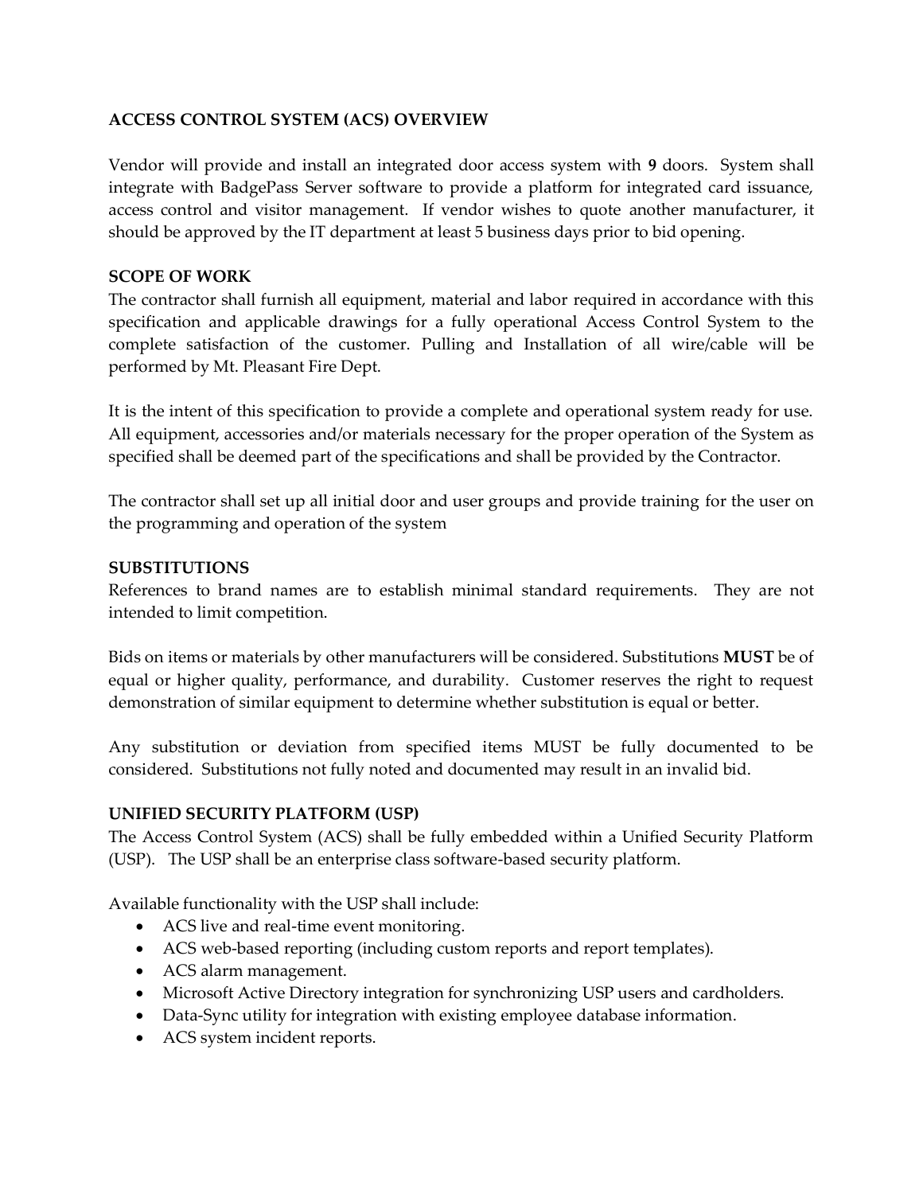## ACCESS CONTROL SYSTEM (ACS) OVERVIEW

Vendor will provide and install an integrated door access system with **9** doors. System shall integrate with BadgePass Server software to provide a platform for integrated card issuance, access control and visitor management. If vendor wishes to quote another manufacturer, it should be approved by the IT department at least 5 business days prior to bid opening.

## SCOPE OF WORK

The contractor shall furnish all equipment, material and labor required in accordance with this specification and applicable drawings for a fully operational Access Control System to the complete satisfaction of the customer. Pulling and Installation of all wire/cable will be performed by Mt. Pleasant Fire Dept.

It is the intent of this specification to provide a complete and operational system ready for use. All equipment, accessories and/or materials necessary for the proper operation of the System as specified shall be deemed part of the specifications and shall be provided by the Contractor.

The contractor shall set up all initial door and user groups and provide training for the user on the programming and operation of the system

## SUBSTITUTIONS

References to brand names are to establish minimal standard requirements. They are not intended to limit competition.

Bids on items or materials by other manufacturers will be considered. Substitutions **MUST** be of equal or higher quality, performance, and durability. Customer reserves the right to request demonstration of similar equipment to determine whether substitution is equal or better.

Any substitution or deviation from specified items MUST be fully documented to be considered. Substitutions not fully noted and documented may result in an invalid bid.

## UNIFIED SECURITY PLATFORM (USP)

The Access Control System (ACS) shall be fully embedded within a Unified Security Platform (USP). The USP shall be an enterprise class software-based security platform.

Available functionality with the USP shall include:

- ACS live and real-time event monitoring.
- ACS web-based reporting (including custom reports and report templates).
- ACS alarm management.
- Microsoft Active Directory integration for synchronizing USP users and cardholders.
- Data-Sync utility for integration with existing employee database information.
- ACS system incident reports.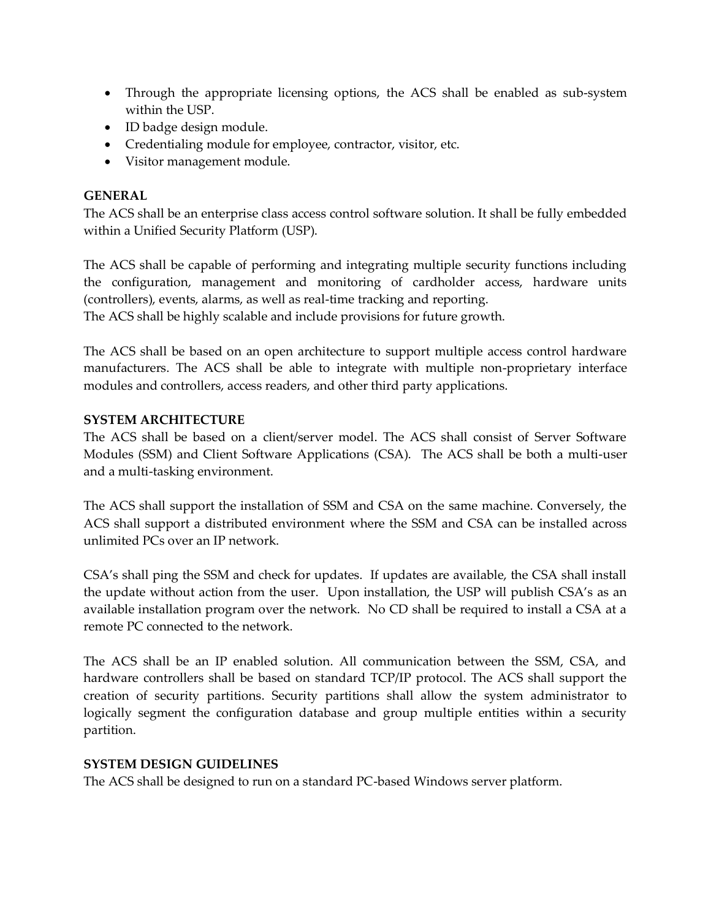- Through the appropriate licensing options, the ACS shall be enabled as sub-system within the USP.
- ID badge design module.
- Credentialing module for employee, contractor, visitor, etc.
- Visitor management module.

**GENERAL**

The ACS shall be an enterprise class access control software solution. It shall be fully embedded within a Unified Security Platform (USP).

The ACS shall be capable of performing and integrating multiple security functions including the configuration, management and monitoring of cardholder access, hardware units (controllers), events, alarms, as well as real-time tracking and reporting.
The ACS shall be highly scalable and include provisions for future growth.

The ACS shall be based on an open architecture to support multiple access control hardware manufacturers. The ACS shall be able to integrate with multiple non-proprietary interface modules and controllers, access readers, and other third party applications.

**SYSTEM ARCHITECTURE**

The ACS shall be based on a client/server model. The ACS shall consist of Server Software Modules (SSM) and Client Software Applications (CSA). The ACS shall be both a multi-user and a multi-tasking environment.

The ACS shall support the installation of SSM and CSA on the same machine. Conversely, the ACS shall support a distributed environment where the SSM and CSA can be installed across unlimited PCs over an IP network.

CSA's shall ping the SSM and check for updates. If updates are available, the CSA shall install the update without action from the user. Upon installation, the USP will publish CSA's as an available installation program over the network. No CD shall be required to install a CSA at a remote PC connected to the network.

The ACS shall be an IP enabled solution. All communication between the SSM, CSA, and hardware controllers shall be based on standard TCP/IP protocol. The ACS shall support the creation of security partitions. Security partitions shall allow the system administrator to logically segment the configuration database and group multiple entities within a security partition.

**SYSTEM DESIGN GUIDELINES**

The ACS shall be designed to run on a standard PC-based Windows server platform.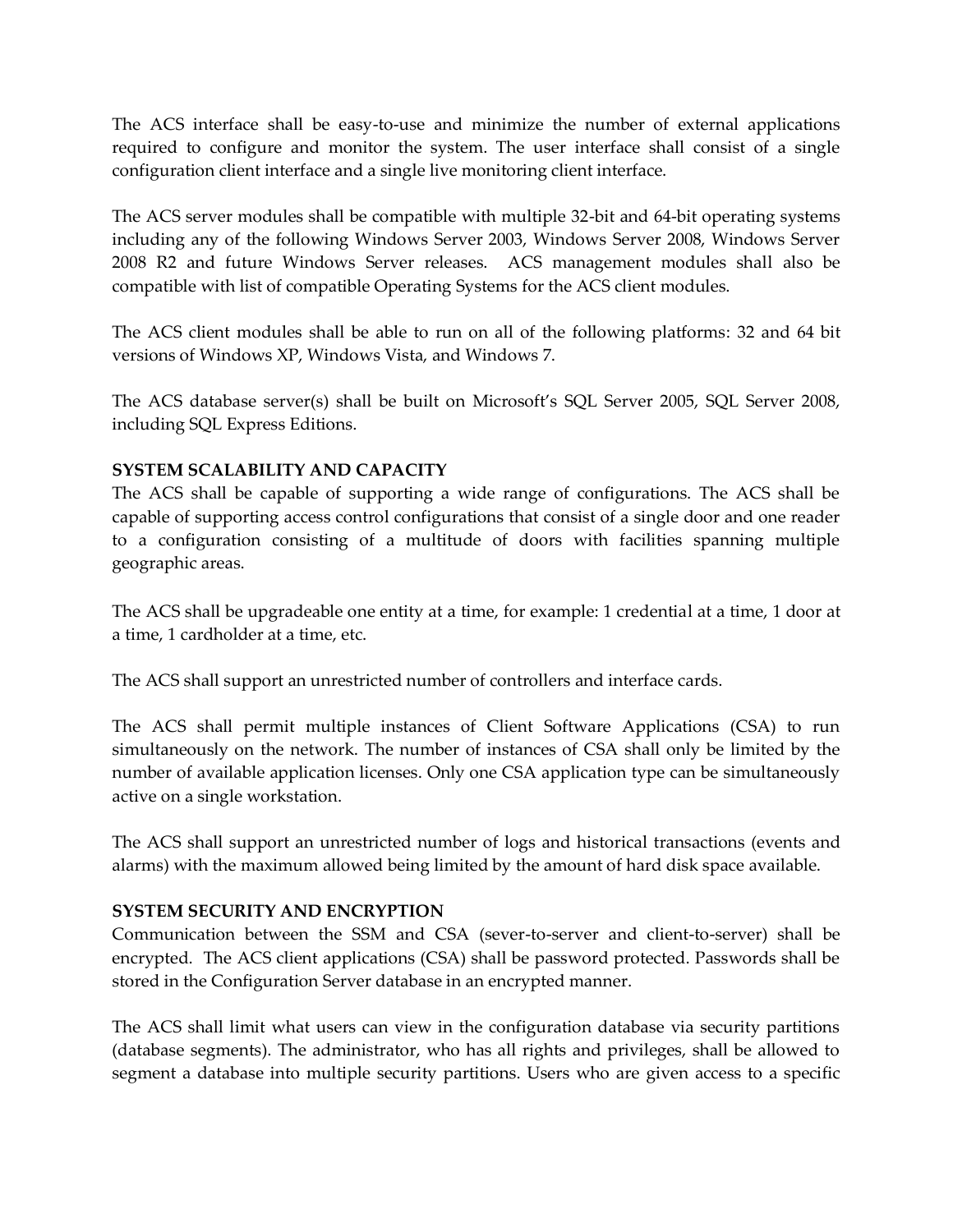The ACS interface shall be easy-to-use and minimize the number of external applications required to configure and monitor the system. The user interface shall consist of a single configuration client interface and a single live monitoring client interface.

The ACS server modules shall be compatible with multiple 32-bit and 64-bit operating systems including any of the following Windows Server 2003, Windows Server 2008, Windows Server 2008 R2 and future Windows Server releases. ACS management modules shall also be compatible with list of compatible Operating Systems for the ACS client modules.

The ACS client modules shall be able to run on all of the following platforms: 32 and 64 bit versions of Windows XP, Windows Vista, and Windows 7.

The ACS database server(s) shall be built on Microsoft's SQL Server 2005, SQL Server 2008, including SQL Express Editions.

**SYSTEM SCALABILITY AND CAPACITY**

The ACS shall be capable of supporting a wide range of configurations. The ACS shall be capable of supporting access control configurations that consist of a single door and one reader to a configuration consisting of a multitude of doors with facilities spanning multiple geographic areas.

The ACS shall be upgradeable one entity at a time, for example: 1 credential at a time, 1 door at a time, 1 cardholder at a time, etc.

The ACS shall support an unrestricted number of controllers and interface cards.

The ACS shall permit multiple instances of Client Software Applications (CSA) to run simultaneously on the network. The number of instances of CSA shall only be limited by the number of available application licenses. Only one CSA application type can be simultaneously active on a single workstation.

The ACS shall support an unrestricted number of logs and historical transactions (events and alarms) with the maximum allowed being limited by the amount of hard disk space available.

**SYSTEM SECURITY AND ENCRYPTION**

Communication between the SSM and CSA (sever-to-server and client-to-server) shall be encrypted. The ACS client applications (CSA) shall be password protected. Passwords shall be stored in the Configuration Server database in an encrypted manner.

The ACS shall limit what users can view in the configuration database via security partitions (database segments). The administrator, who has all rights and privileges, shall be allowed to segment a database into multiple security partitions. Users who are given access to a specific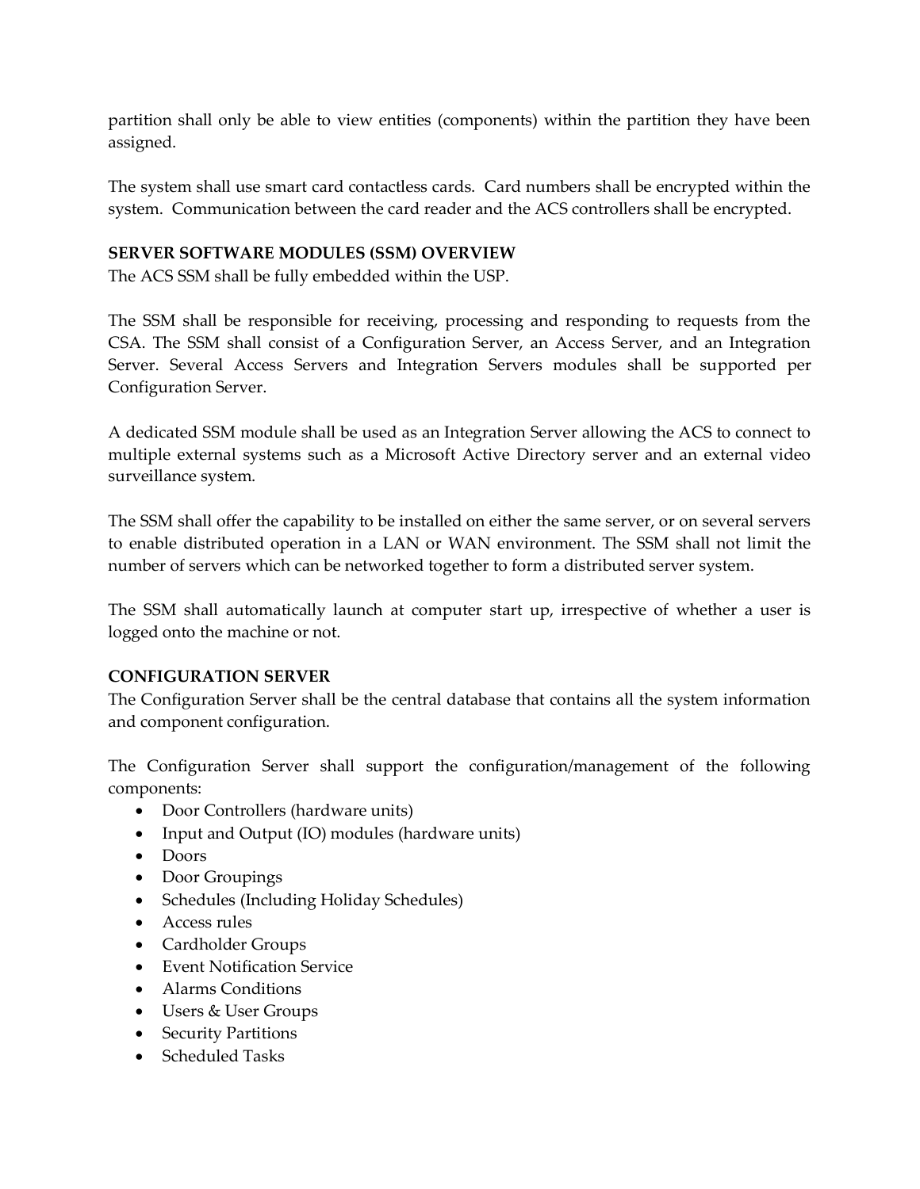partition shall only be able to view entities (components) within the partition they have been assigned.

The system shall use smart card contactless cards. Card numbers shall be encrypted within the system. Communication between the card reader and the ACS controllers shall be encrypted.

**SERVER SOFTWARE MODULES (SSM) OVERVIEW**

The ACS SSM shall be fully embedded within the USP.

The SSM shall be responsible for receiving, processing and responding to requests from the CSA. The SSM shall consist of a Configuration Server, an Access Server, and an Integration Server. Several Access Servers and Integration Servers modules shall be supported per Configuration Server.

A dedicated SSM module shall be used as an Integration Server allowing the ACS to connect to multiple external systems such as a Microsoft Active Directory server and an external video surveillance system.

The SSM shall offer the capability to be installed on either the same server, or on several servers to enable distributed operation in a LAN or WAN environment. The SSM shall not limit the number of servers which can be networked together to form a distributed server system.

The SSM shall automatically launch at computer start up, irrespective of whether a user is logged onto the machine or not.

**CONFIGURATION SERVER**

The Configuration Server shall be the central database that contains all the system information and component configuration.

The Configuration Server shall support the configuration/management of the following components:

- Door Controllers (hardware units)
- Input and Output (IO) modules (hardware units)
- Doors
- Door Groupings
- Schedules (Including Holiday Schedules)
- Access rules
- Cardholder Groups
- Event Notification Service
- Alarms Conditions
- Users & User Groups
- Security Partitions
- Scheduled Tasks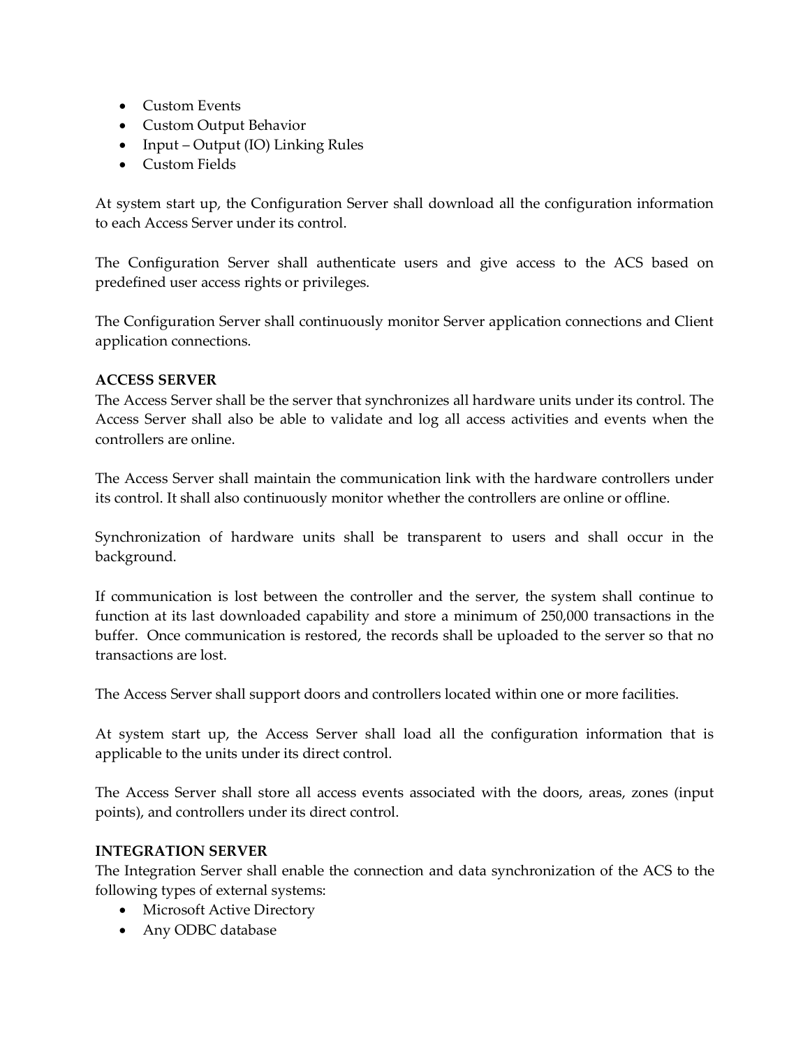- Custom Events
- Custom Output Behavior
- Input – Output (IO) Linking Rules
- Custom Fields

At system start up, the Configuration Server shall download all the configuration information to each Access Server under its control.

The Configuration Server shall authenticate users and give access to the ACS based on predefined user access rights or privileges.

The Configuration Server shall continuously monitor Server application connections and Client application connections.

**ACCESS SERVER**

The Access Server shall be the server that synchronizes all hardware units under its control. The Access Server shall also be able to validate and log all access activities and events when the controllers are online.

The Access Server shall maintain the communication link with the hardware controllers under its control. It shall also continuously monitor whether the controllers are online or offline.

Synchronization of hardware units shall be transparent to users and shall occur in the background.

If communication is lost between the controller and the server, the system shall continue to function at its last downloaded capability and store a minimum of 250,000 transactions in the buffer. Once communication is restored, the records shall be uploaded to the server so that no transactions are lost.

The Access Server shall support doors and controllers located within one or more facilities.

At system start up, the Access Server shall load all the configuration information that is applicable to the units under its direct control.

The Access Server shall store all access events associated with the doors, areas, zones (input points), and controllers under its direct control.

**INTEGRATION SERVER**

The Integration Server shall enable the connection and data synchronization of the ACS to the following types of external systems:

- Microsoft Active Directory
- Any ODBC database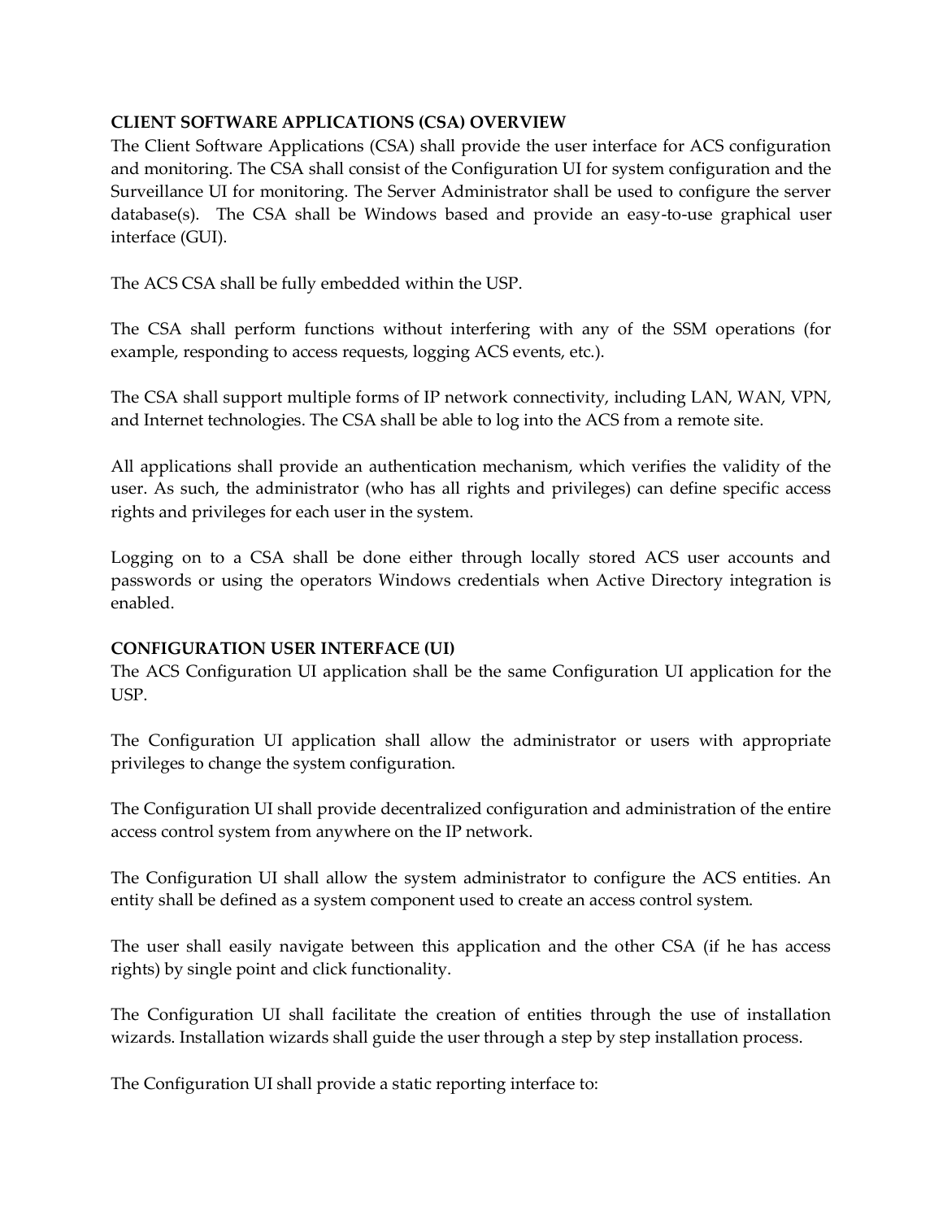**CLIENT SOFTWARE APPLICATIONS (CSA) OVERVIEW**

The Client Software Applications (CSA) shall provide the user interface for ACS configuration and monitoring. The CSA shall consist of the Configuration UI for system configuration and the Surveillance UI for monitoring. The Server Administrator shall be used to configure the server database(s). The CSA shall be Windows based and provide an easy-to-use graphical user interface (GUI).

The ACS CSA shall be fully embedded within the USP.

The CSA shall perform functions without interfering with any of the SSM operations (for example, responding to access requests, logging ACS events, etc.).

The CSA shall support multiple forms of IP network connectivity, including LAN, WAN, VPN, and Internet technologies. The CSA shall be able to log into the ACS from a remote site.

All applications shall provide an authentication mechanism, which verifies the validity of the user. As such, the administrator (who has all rights and privileges) can define specific access rights and privileges for each user in the system.

Logging on to a CSA shall be done either through locally stored ACS user accounts and passwords or using the operators Windows credentials when Active Directory integration is enabled.

**CONFIGURATION USER INTERFACE (UI)**

The ACS Configuration UI application shall be the same Configuration UI application for the USP.

The Configuration UI application shall allow the administrator or users with appropriate privileges to change the system configuration.

The Configuration UI shall provide decentralized configuration and administration of the entire access control system from anywhere on the IP network.

The Configuration UI shall allow the system administrator to configure the ACS entities. An entity shall be defined as a system component used to create an access control system.

The user shall easily navigate between this application and the other CSA (if he has access rights) by single point and click functionality.

The Configuration UI shall facilitate the creation of entities through the use of installation wizards. Installation wizards shall guide the user through a step by step installation process.

The Configuration UI shall provide a static reporting interface to: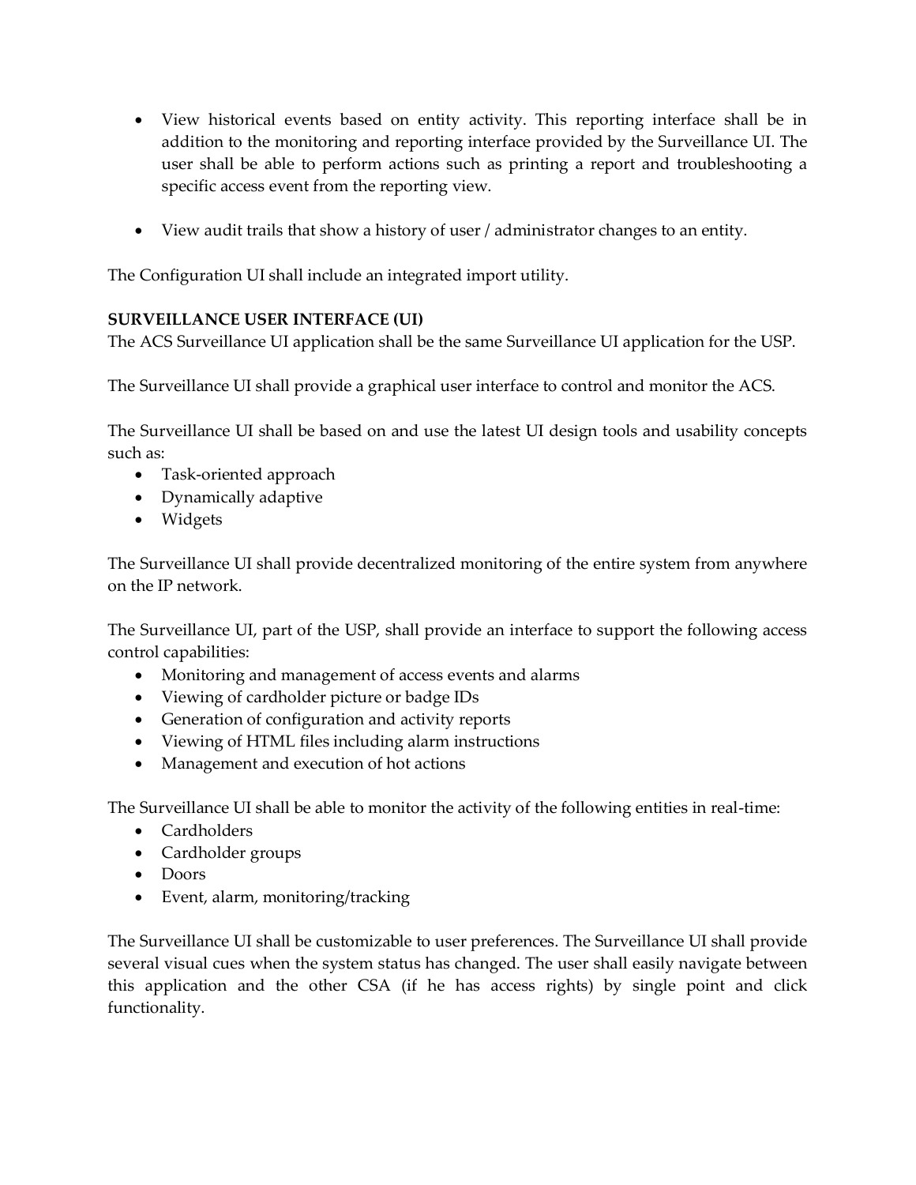- View historical events based on entity activity. This reporting interface shall be in addition to the monitoring and reporting interface provided by the Surveillance UI. The user shall be able to perform actions such as printing a report and troubleshooting a specific access event from the reporting view.

- View audit trails that show a history of user / administrator changes to an entity.

The Configuration UI shall include an integrated import utility.

**SURVEILLANCE USER INTERFACE (UI)**

The ACS Surveillance UI application shall be the same Surveillance UI application for the USP.

The Surveillance UI shall provide a graphical user interface to control and monitor the ACS.

The Surveillance UI shall be based on and use the latest UI design tools and usability concepts such as:

- Task-oriented approach
- Dynamically adaptive
- Widgets

The Surveillance UI shall provide decentralized monitoring of the entire system from anywhere on the IP network.

The Surveillance UI, part of the USP, shall provide an interface to support the following access control capabilities:

- Monitoring and management of access events and alarms
- Viewing of cardholder picture or badge IDs
- Generation of configuration and activity reports
- Viewing of HTML files including alarm instructions
- Management and execution of hot actions

The Surveillance UI shall be able to monitor the activity of the following entities in real-time:

- Cardholders
- Cardholder groups
- Doors
- Event, alarm, monitoring/tracking

The Surveillance UI shall be customizable to user preferences. The Surveillance UI shall provide several visual cues when the system status has changed. The user shall easily navigate between this application and the other CSA (if he has access rights) by single point and click functionality.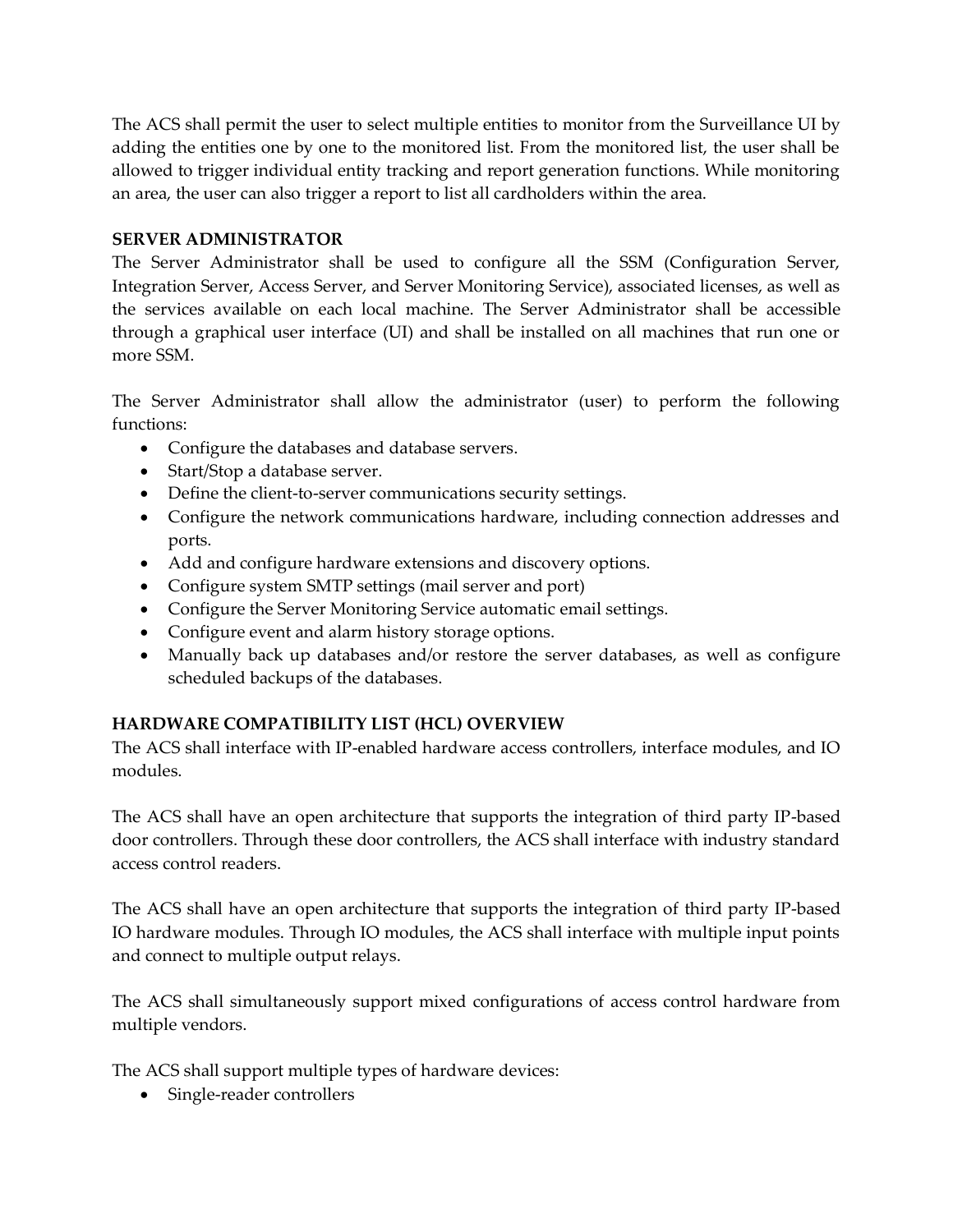The ACS shall permit the user to select multiple entities to monitor from the Surveillance UI by adding the entities one by one to the monitored list. From the monitored list, the user shall be allowed to trigger individual entity tracking and report generation functions. While monitoring an area, the user can also trigger a report to list all cardholders within the area.

**SERVER ADMINISTRATOR**

The Server Administrator shall be used to configure all the SSM (Configuration Server, Integration Server, Access Server, and Server Monitoring Service), associated licenses, as well as the services available on each local machine. The Server Administrator shall be accessible through a graphical user interface (UI) and shall be installed on all machines that run one or more SSM.

The Server Administrator shall allow the administrator (user) to perform the following functions:

- Configure the databases and database servers.
- Start/Stop a database server.
- Define the client-to-server communications security settings.
- Configure the network communications hardware, including connection addresses and ports.
- Add and configure hardware extensions and discovery options.
- Configure system SMTP settings (mail server and port)
- Configure the Server Monitoring Service automatic email settings.
- Configure event and alarm history storage options.
- Manually back up databases and/or restore the server databases, as well as configure scheduled backups of the databases.

**HARDWARE COMPATIBILITY LIST (HCL) OVERVIEW**

The ACS shall interface with IP-enabled hardware access controllers, interface modules, and IO modules.

The ACS shall have an open architecture that supports the integration of third party IP-based door controllers. Through these door controllers, the ACS shall interface with industry standard access control readers.

The ACS shall have an open architecture that supports the integration of third party IP-based IO hardware modules. Through IO modules, the ACS shall interface with multiple input points and connect to multiple output relays.

The ACS shall simultaneously support mixed configurations of access control hardware from multiple vendors.

The ACS shall support multiple types of hardware devices:

- Single-reader controllers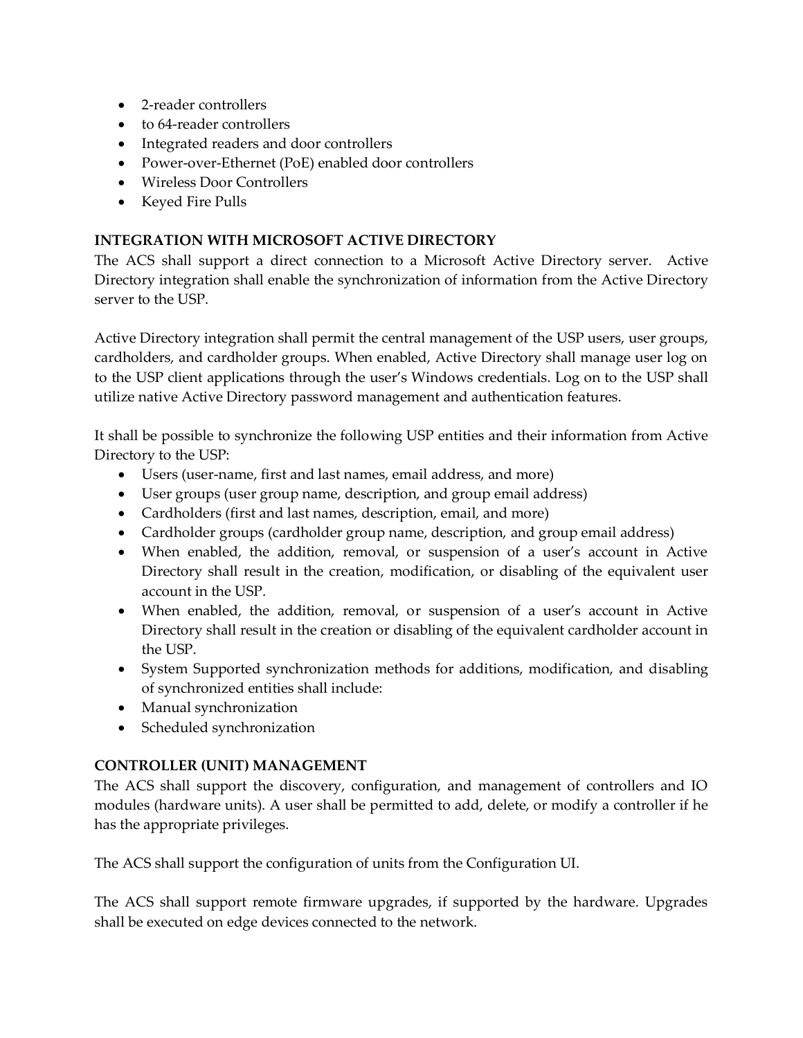- 2-reader controllers
- to 64-reader controllers
- Integrated readers and door controllers
- Power-over-Ethernet (PoE) enabled door controllers
- Wireless Door Controllers
- Keyed Fire Pulls

**INTEGRATION WITH MICROSOFT ACTIVE DIRECTORY**

The ACS shall support a direct connection to a Microsoft Active Directory server. Active Directory integration shall enable the synchronization of information from the Active Directory server to the USP.

Active Directory integration shall permit the central management of the USP users, user groups, cardholders, and cardholder groups. When enabled, Active Directory shall manage user log on to the USP client applications through the user's Windows credentials. Log on to the USP shall utilize native Active Directory password management and authentication features.

It shall be possible to synchronize the following USP entities and their information from Active Directory to the USP:

- Users (user-name, first and last names, email address, and more)
- User groups (user group name, description, and group email address)
- Cardholders (first and last names, description, email, and more)
- Cardholder groups (cardholder group name, description, and group email address)
- When enabled, the addition, removal, or suspension of a user's account in Active Directory shall result in the creation, modification, or disabling of the equivalent user account in the USP.
- When enabled, the addition, removal, or suspension of a user's account in Active Directory shall result in the creation or disabling of the equivalent cardholder account in the USP.
- System Supported synchronization methods for additions, modification, and disabling of synchronized entities shall include:
- Manual synchronization
- Scheduled synchronization

**CONTROLLER (UNIT) MANAGEMENT**

The ACS shall support the discovery, configuration, and management of controllers and IO modules (hardware units). A user shall be permitted to add, delete, or modify a controller if he has the appropriate privileges.

The ACS shall support the configuration of units from the Configuration UI.

The ACS shall support remote firmware upgrades, if supported by the hardware. Upgrades shall be executed on edge devices connected to the network.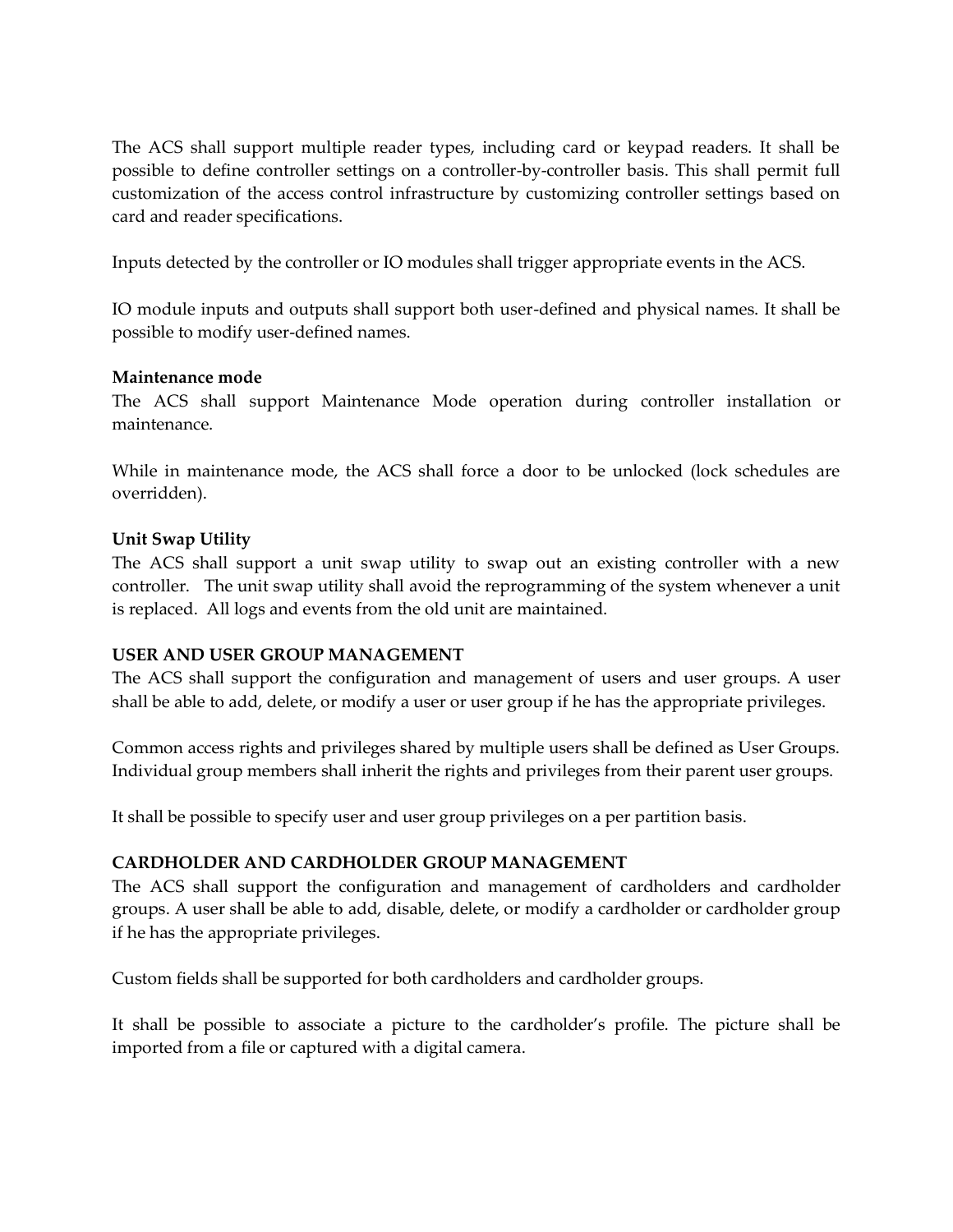The ACS shall support multiple reader types, including card or keypad readers. It shall be possible to define controller settings on a controller-by-controller basis. This shall permit full customization of the access control infrastructure by customizing controller settings based on card and reader specifications.

Inputs detected by the controller or IO modules shall trigger appropriate events in the ACS.

IO module inputs and outputs shall support both user-defined and physical names. It shall be possible to modify user-defined names.

**Maintenance mode**

The ACS shall support Maintenance Mode operation during controller installation or maintenance.

While in maintenance mode, the ACS shall force a door to be unlocked (lock schedules are overridden).

**Unit Swap Utility**

The ACS shall support a unit swap utility to swap out an existing controller with a new controller. The unit swap utility shall avoid the reprogramming of the system whenever a unit is replaced. All logs and events from the old unit are maintained.

**USER AND USER GROUP MANAGEMENT**

The ACS shall support the configuration and management of users and user groups. A user shall be able to add, delete, or modify a user or user group if he has the appropriate privileges.

Common access rights and privileges shared by multiple users shall be defined as User Groups. Individual group members shall inherit the rights and privileges from their parent user groups.

It shall be possible to specify user and user group privileges on a per partition basis.

**CARDHOLDER AND CARDHOLDER GROUP MANAGEMENT**

The ACS shall support the configuration and management of cardholders and cardholder groups. A user shall be able to add, disable, delete, or modify a cardholder or cardholder group if he has the appropriate privileges.

Custom fields shall be supported for both cardholders and cardholder groups.

It shall be possible to associate a picture to the cardholder's profile. The picture shall be imported from a file or captured with a digital camera.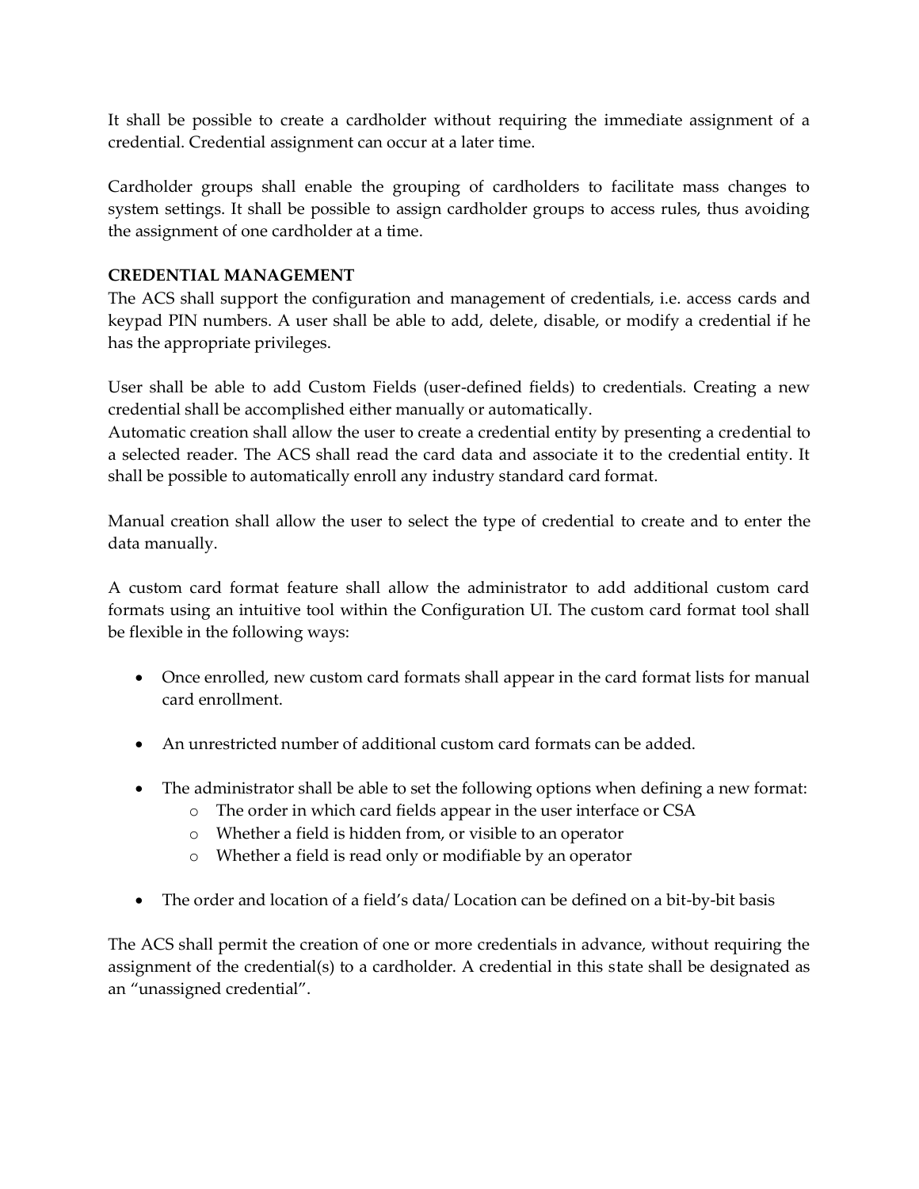It shall be possible to create a cardholder without requiring the immediate assignment of a credential. Credential assignment can occur at a later time.

Cardholder groups shall enable the grouping of cardholders to facilitate mass changes to system settings. It shall be possible to assign cardholder groups to access rules, thus avoiding the assignment of one cardholder at a time.

**CREDENTIAL MANAGEMENT**

The ACS shall support the configuration and management of credentials, i.e. access cards and keypad PIN numbers. A user shall be able to add, delete, disable, or modify a credential if he has the appropriate privileges.

User shall be able to add Custom Fields (user-defined fields) to credentials. Creating a new credential shall be accomplished either manually or automatically.
Automatic creation shall allow the user to create a credential entity by presenting a credential to a selected reader. The ACS shall read the card data and associate it to the credential entity. It shall be possible to automatically enroll any industry standard card format.

Manual creation shall allow the user to select the type of credential to create and to enter the data manually.

A custom card format feature shall allow the administrator to add additional custom card formats using an intuitive tool within the Configuration UI. The custom card format tool shall be flexible in the following ways:

- Once enrolled, new custom card formats shall appear in the card format lists for manual card enrollment.
- An unrestricted number of additional custom card formats can be added.
- The administrator shall be able to set the following options when defining a new format:
  - The order in which card fields appear in the user interface or CSA
  - Whether a field is hidden from, or visible to an operator
  - Whether a field is read only or modifiable by an operator
- The order and location of a field's data/ Location can be defined on a bit-by-bit basis

The ACS shall permit the creation of one or more credentials in advance, without requiring the assignment of the credential(s) to a cardholder. A credential in this state shall be designated as an "unassigned credential".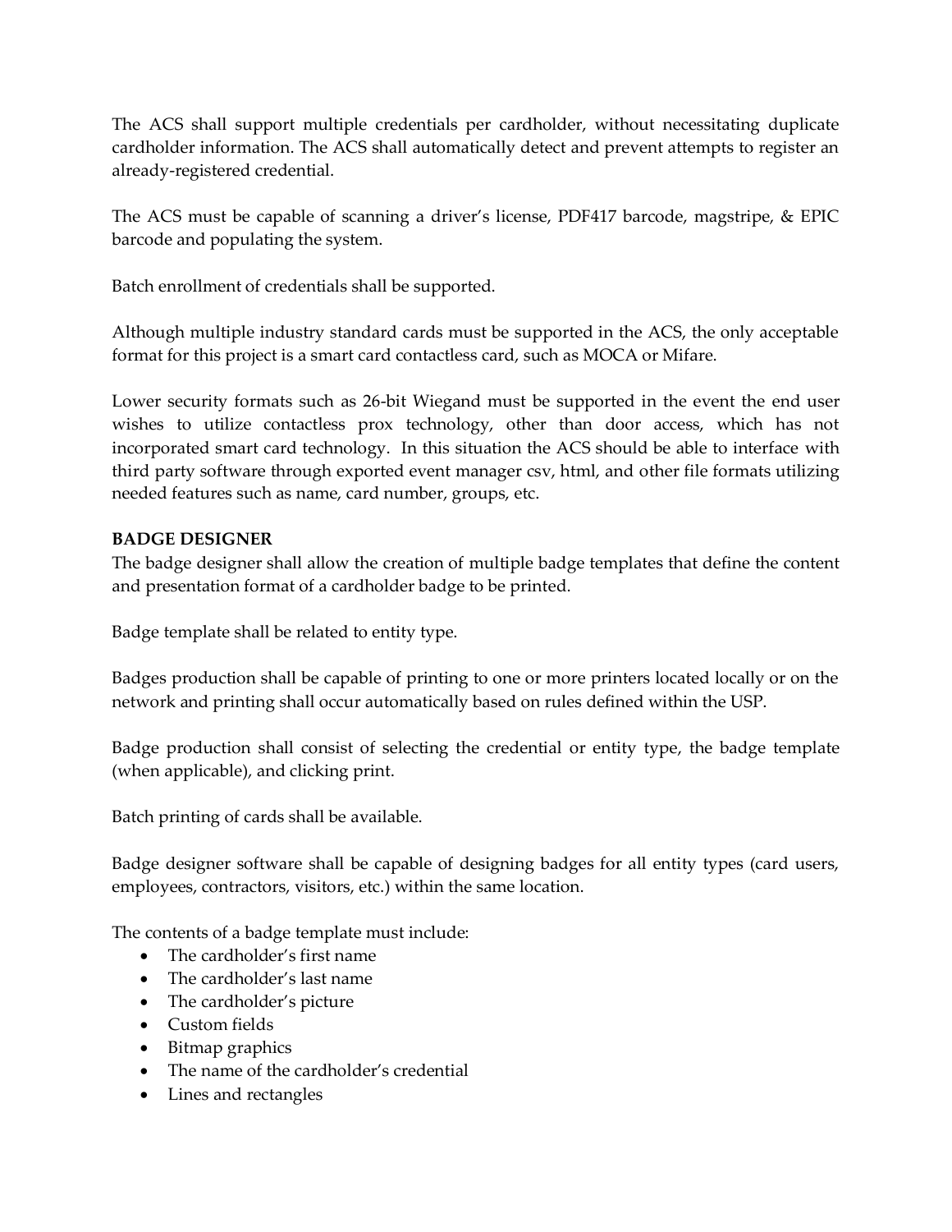The ACS shall support multiple credentials per cardholder, without necessitating duplicate cardholder information. The ACS shall automatically detect and prevent attempts to register an already-registered credential.

The ACS must be capable of scanning a driver's license, PDF417 barcode, magstripe, & EPIC barcode and populating the system.

Batch enrollment of credentials shall be supported.

Although multiple industry standard cards must be supported in the ACS, the only acceptable format for this project is a smart card contactless card, such as MOCA or Mifare.

Lower security formats such as 26-bit Wiegand must be supported in the event the end user wishes to utilize contactless prox technology, other than door access, which has not incorporated smart card technology. In this situation the ACS should be able to interface with third party software through exported event manager csv, html, and other file formats utilizing needed features such as name, card number, groups, etc.

**BADGE DESIGNER**

The badge designer shall allow the creation of multiple badge templates that define the content and presentation format of a cardholder badge to be printed.

Badge template shall be related to entity type.

Badges production shall be capable of printing to one or more printers located locally or on the network and printing shall occur automatically based on rules defined within the USP.

Badge production shall consist of selecting the credential or entity type, the badge template (when applicable), and clicking print.

Batch printing of cards shall be available.

Badge designer software shall be capable of designing badges for all entity types (card users, employees, contractors, visitors, etc.) within the same location.

The contents of a badge template must include:

- The cardholder's first name
- The cardholder's last name
- The cardholder's picture
- Custom fields
- Bitmap graphics
- The name of the cardholder's credential
- Lines and rectangles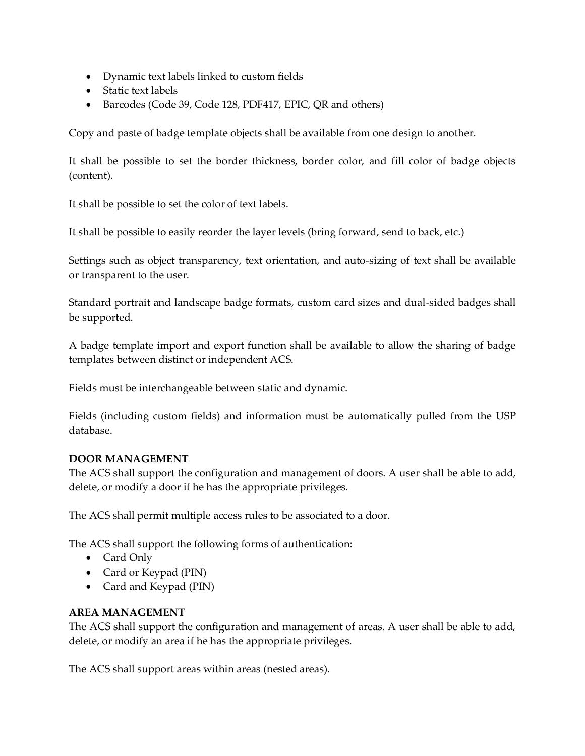- Dynamic text labels linked to custom fields
- Static text labels
- Barcodes (Code 39, Code 128, PDF417, EPIC, QR and others)

Copy and paste of badge template objects shall be available from one design to another.

It shall be possible to set the border thickness, border color, and fill color of badge objects (content).

It shall be possible to set the color of text labels.

It shall be possible to easily reorder the layer levels (bring forward, send to back, etc.)

Settings such as object transparency, text orientation, and auto-sizing of text shall be available or transparent to the user.

Standard portrait and landscape badge formats, custom card sizes and dual-sided badges shall be supported.

A badge template import and export function shall be available to allow the sharing of badge templates between distinct or independent ACS.

Fields must be interchangeable between static and dynamic.

Fields (including custom fields) and information must be automatically pulled from the USP database.

**DOOR MANAGEMENT**

The ACS shall support the configuration and management of doors. A user shall be able to add, delete, or modify a door if he has the appropriate privileges.

The ACS shall permit multiple access rules to be associated to a door.

The ACS shall support the following forms of authentication:

- Card Only
- Card or Keypad (PIN)
- Card and Keypad (PIN)

**AREA MANAGEMENT**

The ACS shall support the configuration and management of areas. A user shall be able to add, delete, or modify an area if he has the appropriate privileges.

The ACS shall support areas within areas (nested areas).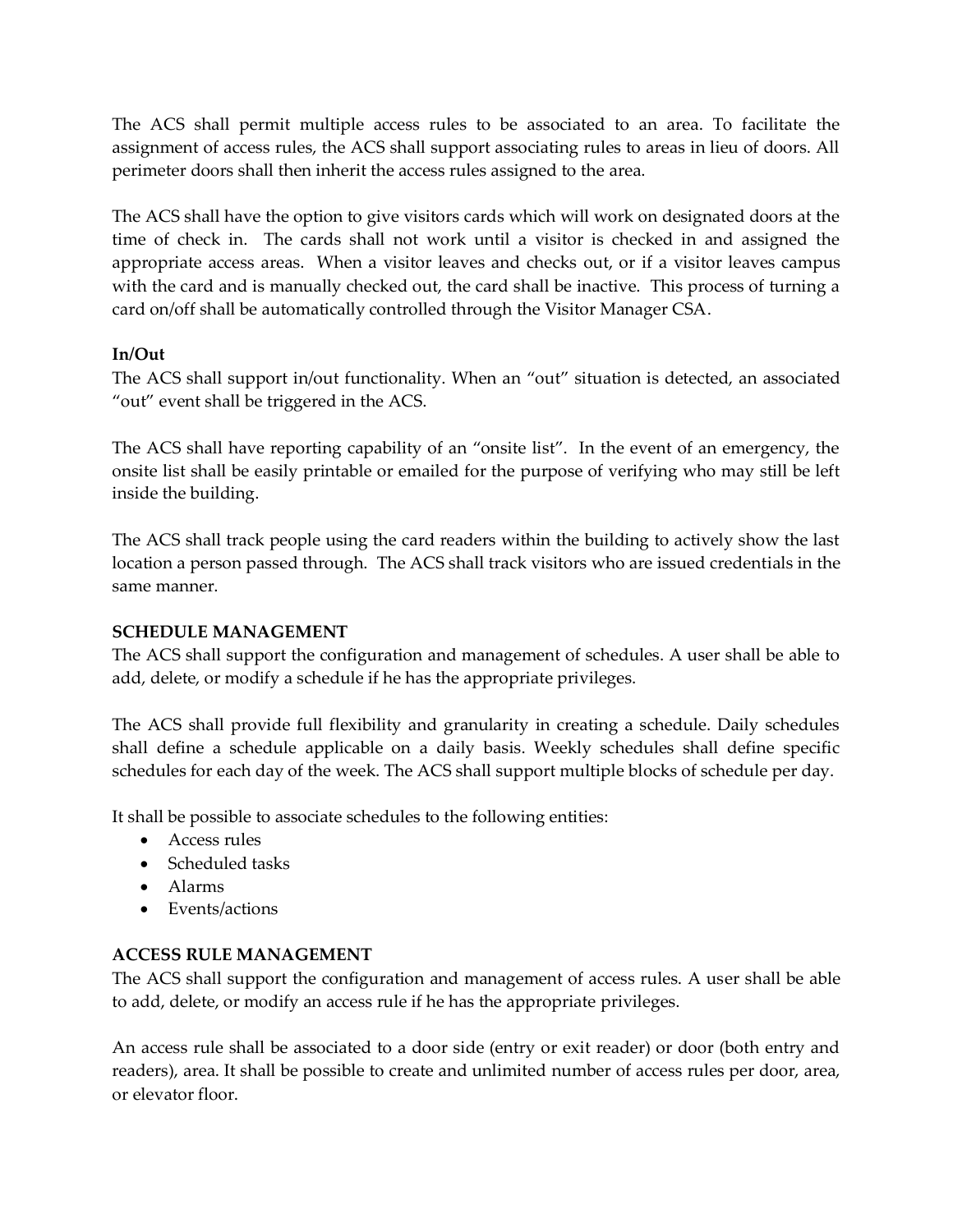The ACS shall permit multiple access rules to be associated to an area. To facilitate the assignment of access rules, the ACS shall support associating rules to areas in lieu of doors. All perimeter doors shall then inherit the access rules assigned to the area.

The ACS shall have the option to give visitors cards which will work on designated doors at the time of check in. The cards shall not work until a visitor is checked in and assigned the appropriate access areas. When a visitor leaves and checks out, or if a visitor leaves campus with the card and is manually checked out, the card shall be inactive. This process of turning a card on/off shall be automatically controlled through the Visitor Manager CSA.

**In/Out**

The ACS shall support in/out functionality. When an "out" situation is detected, an associated "out" event shall be triggered in the ACS.

The ACS shall have reporting capability of an "onsite list". In the event of an emergency, the onsite list shall be easily printable or emailed for the purpose of verifying who may still be left inside the building.

The ACS shall track people using the card readers within the building to actively show the last location a person passed through. The ACS shall track visitors who are issued credentials in the same manner.

**SCHEDULE MANAGEMENT**

The ACS shall support the configuration and management of schedules. A user shall be able to add, delete, or modify a schedule if he has the appropriate privileges.

The ACS shall provide full flexibility and granularity in creating a schedule. Daily schedules shall define a schedule applicable on a daily basis. Weekly schedules shall define specific schedules for each day of the week. The ACS shall support multiple blocks of schedule per day.

It shall be possible to associate schedules to the following entities:

- Access rules
- Scheduled tasks
- Alarms
- Events/actions

**ACCESS RULE MANAGEMENT**

The ACS shall support the configuration and management of access rules. A user shall be able to add, delete, or modify an access rule if he has the appropriate privileges.

An access rule shall be associated to a door side (entry or exit reader) or door (both entry and readers), area. It shall be possible to create and unlimited number of access rules per door, area, or elevator floor.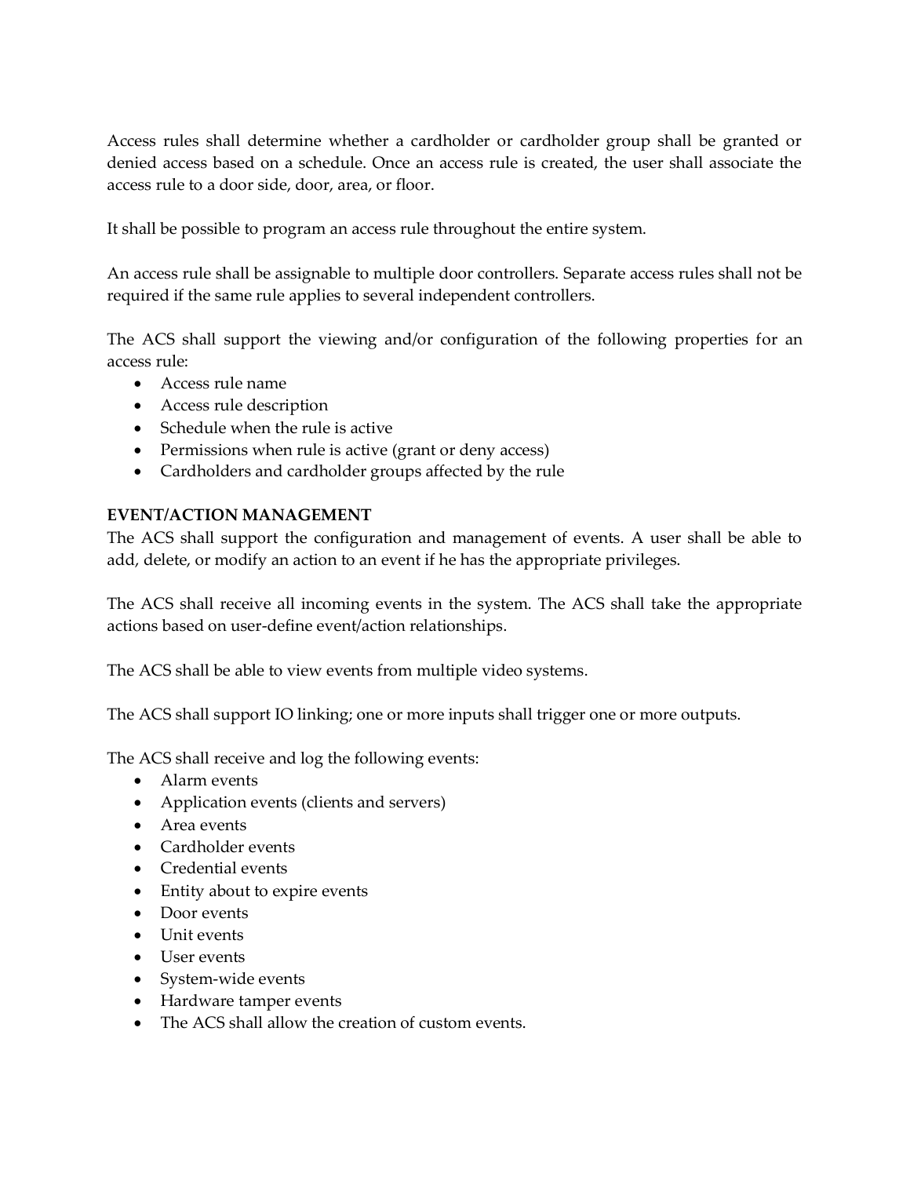Access rules shall determine whether a cardholder or cardholder group shall be granted or denied access based on a schedule. Once an access rule is created, the user shall associate the access rule to a door side, door, area, or floor.

It shall be possible to program an access rule throughout the entire system.

An access rule shall be assignable to multiple door controllers. Separate access rules shall not be required if the same rule applies to several independent controllers.

The ACS shall support the viewing and/or configuration of the following properties for an access rule:

- Access rule name
- Access rule description
- Schedule when the rule is active
- Permissions when rule is active (grant or deny access)
- Cardholders and cardholder groups affected by the rule

**EVENT/ACTION MANAGEMENT**

The ACS shall support the configuration and management of events. A user shall be able to add, delete, or modify an action to an event if he has the appropriate privileges.

The ACS shall receive all incoming events in the system. The ACS shall take the appropriate actions based on user-define event/action relationships.

The ACS shall be able to view events from multiple video systems.

The ACS shall support IO linking; one or more inputs shall trigger one or more outputs.

The ACS shall receive and log the following events:

- Alarm events
- Application events (clients and servers)
- Area events
- Cardholder events
- Credential events
- Entity about to expire events
- Door events
- Unit events
- User events
- System-wide events
- Hardware tamper events
- The ACS shall allow the creation of custom events.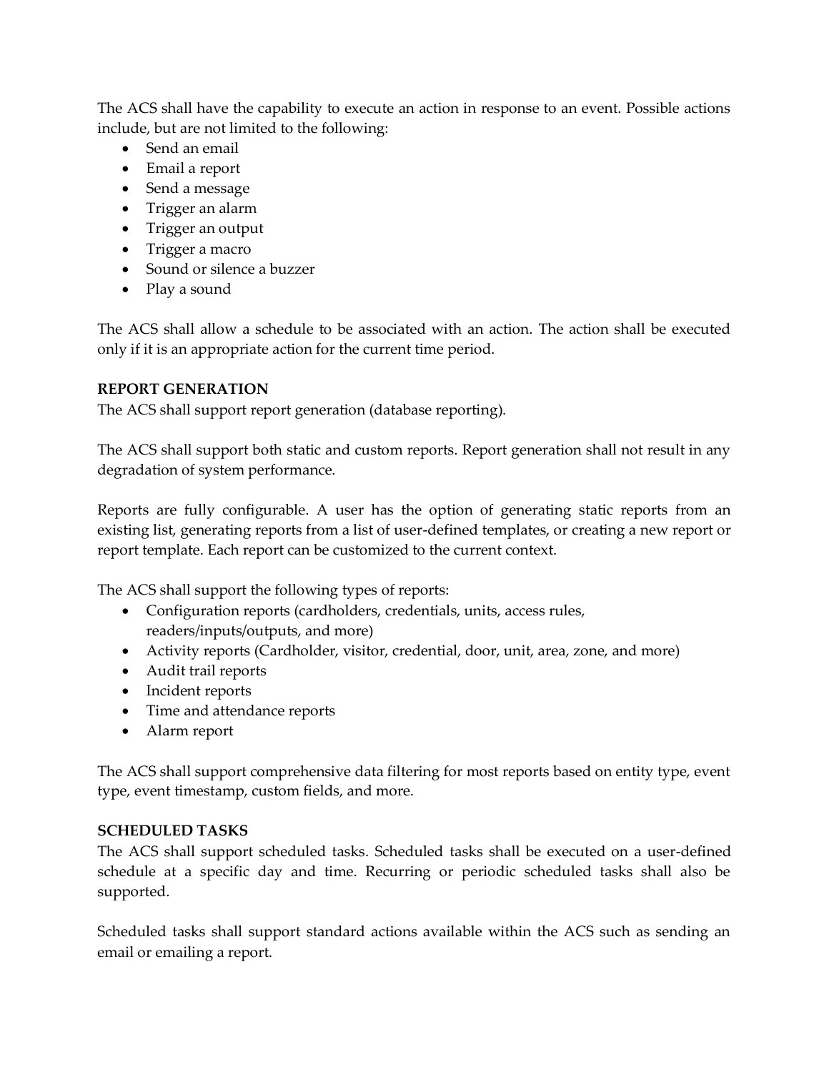The ACS shall have the capability to execute an action in response to an event. Possible actions include, but are not limited to the following:

- Send an email
- Email a report
- Send a message
- Trigger an alarm
- Trigger an output
- Trigger a macro
- Sound or silence a buzzer
- Play a sound

The ACS shall allow a schedule to be associated with an action. The action shall be executed only if it is an appropriate action for the current time period.

**REPORT GENERATION**

The ACS shall support report generation (database reporting).

The ACS shall support both static and custom reports. Report generation shall not result in any degradation of system performance.

Reports are fully configurable. A user has the option of generating static reports from an existing list, generating reports from a list of user-defined templates, or creating a new report or report template. Each report can be customized to the current context.

The ACS shall support the following types of reports:

- Configuration reports (cardholders, credentials, units, access rules, readers/inputs/outputs, and more)
- Activity reports (Cardholder, visitor, credential, door, unit, area, zone, and more)
- Audit trail reports
- Incident reports
- Time and attendance reports
- Alarm report

The ACS shall support comprehensive data filtering for most reports based on entity type, event type, event timestamp, custom fields, and more.

**SCHEDULED TASKS**

The ACS shall support scheduled tasks. Scheduled tasks shall be executed on a user-defined schedule at a specific day and time. Recurring or periodic scheduled tasks shall also be supported.

Scheduled tasks shall support standard actions available within the ACS such as sending an email or emailing a report.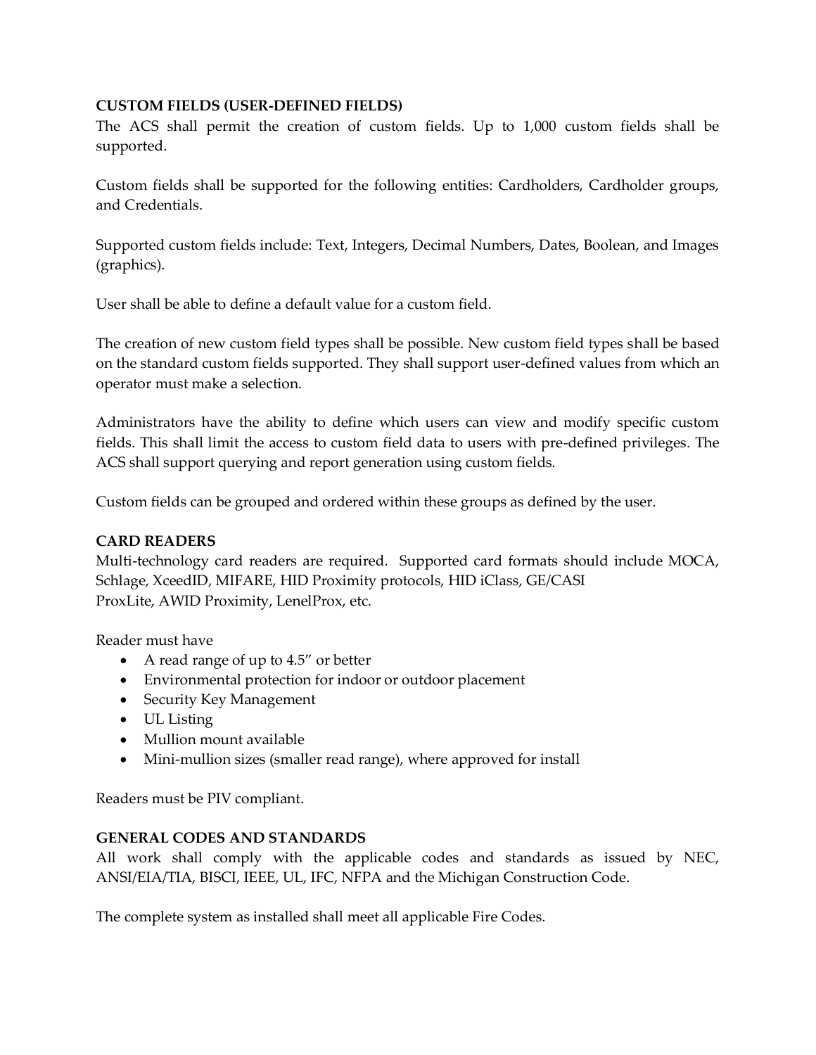**CUSTOM FIELDS (USER-DEFINED FIELDS)**

The ACS shall permit the creation of custom fields. Up to 1,000 custom fields shall be supported.

Custom fields shall be supported for the following entities: Cardholders, Cardholder groups, and Credentials.

Supported custom fields include: Text, Integers, Decimal Numbers, Dates, Boolean, and Images (graphics).

User shall be able to define a default value for a custom field.

The creation of new custom field types shall be possible. New custom field types shall be based on the standard custom fields supported. They shall support user-defined values from which an operator must make a selection.

Administrators have the ability to define which users can view and modify specific custom fields. This shall limit the access to custom field data to users with pre-defined privileges. The ACS shall support querying and report generation using custom fields.

Custom fields can be grouped and ordered within these groups as defined by the user.

**CARD READERS**

Multi-technology card readers are required. Supported card formats should include MOCA, Schlage, XceedID, MIFARE, HID Proximity protocols, HID iClass, GE/CASI ProxLite, AWID Proximity, LenelProx, etc.

Reader must have

- A read range of up to 4.5" or better
- Environmental protection for indoor or outdoor placement
- Security Key Management
- UL Listing
- Mullion mount available
- Mini-mullion sizes (smaller read range), where approved for install

Readers must be PIV compliant.

**GENERAL CODES AND STANDARDS**

All work shall comply with the applicable codes and standards as issued by NEC, ANSI/EIA/TIA, BISCI, IEEE, UL, IFC, NFPA and the Michigan Construction Code.

The complete system as installed shall meet all applicable Fire Codes.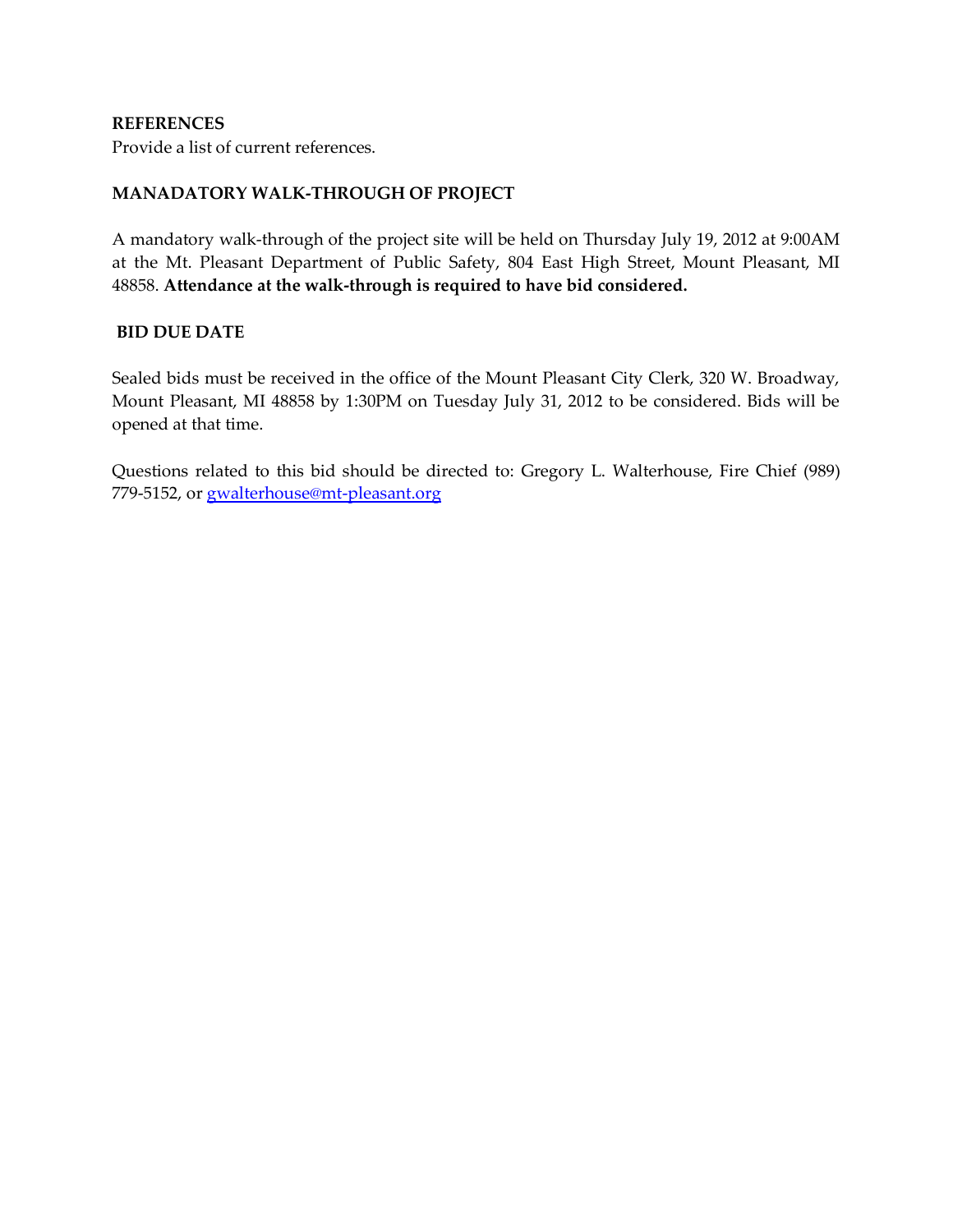**REFERENCES**
Provide a list of current references.

**MANADATORY WALK-THROUGH OF PROJECT**

A mandatory walk-through of the project site will be held on Thursday July 19, 2012 at 9:00AM at the Mt. Pleasant Department of Public Safety, 804 East High Street, Mount Pleasant, MI 48858. **Attendance at the walk-through is required to have bid considered.**

**BID DUE DATE**

Sealed bids must be received in the office of the Mount Pleasant City Clerk, 320 W. Broadway, Mount Pleasant, MI 48858 by 1:30PM on Tuesday July 31, 2012 to be considered. Bids will be opened at that time.

Questions related to this bid should be directed to: Gregory L. Walterhouse, Fire Chief (989) 779-5152, or gwalterhouse@mt-pleasant.org